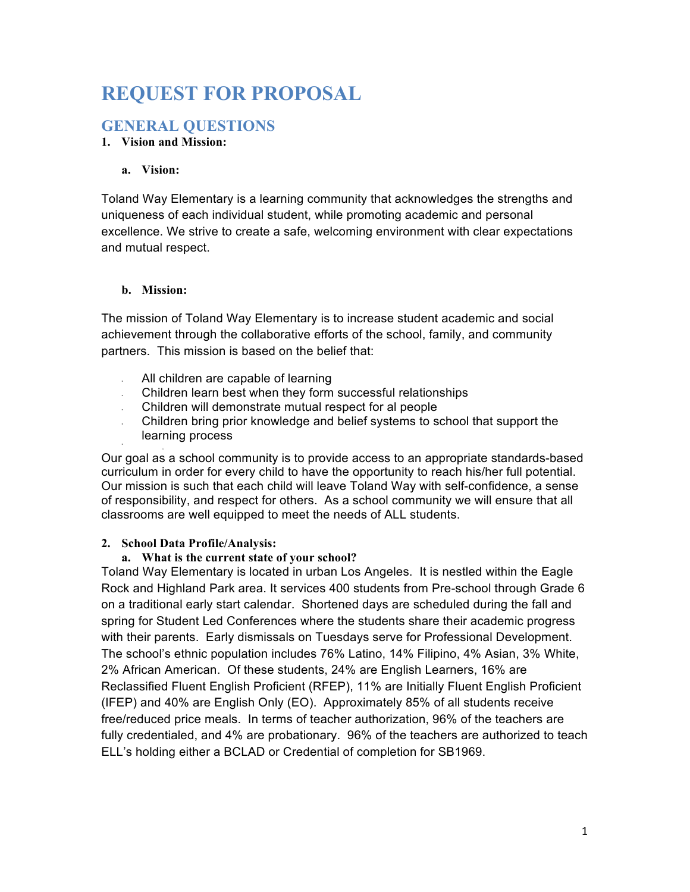# REQUEST FOR PROPOSAL

## GENERAL QUESTIONS

**1. Vision and Mission:**

**a. Vision:**

Toland Way Elementary is a learning community that acknowledges the strengths and uniqueness of each individual student, while promoting academic and personal excellence. We strive to create a safe, welcoming environment with clear expectations and mutual respect.

**b. Mission:**

The mission of Toland Way Elementary is to increase student academic and social achievement through the collaborative efforts of the school, family, and community partners. This mission is based on the belief that:

- All children are capable of learning
- Children learn best when they form successful relationships
- Children will demonstrate mutual respect for al people
- Children bring prior knowledge and belief systems to school that support the learning process

Our goal as a school community is to provide access to an appropriate standards-based curriculum in order for every child to have the opportunity to reach his/her full potential. Our mission is such that each child will leave Toland Way with self-confidence, a sense of responsibility, and respect for others. As a school community we will ensure that all classrooms are well equipped to meet the needs of ALL students.

**2. School Data Profile/Analysis:**

**a. What is the current state of your school?**

Toland Way Elementary is located in urban Los Angeles. It is nestled within the Eagle Rock and Highland Park area. It services 400 students from Pre-school through Grade 6 on a traditional early start calendar. Shortened days are scheduled during the fall and spring for Student Led Conferences where the students share their academic progress with their parents. Early dismissals on Tuesdays serve for Professional Development. The school's ethnic population includes 76% Latino, 14% Filipino, 4% Asian, 3% White, 2% African American. Of these students, 24% are English Learners, 16% are Reclassified Fluent English Proficient (RFEP), 11% are Initially Fluent English Proficient (IFEP) and 40% are English Only (EO). Approximately 85% of all students receive free/reduced price meals. In terms of teacher authorization, 96% of the teachers are fully credentialed, and 4% are probationary. 96% of the teachers are authorized to teach ELL's holding either a BCLAD or Credential of completion for SB1969.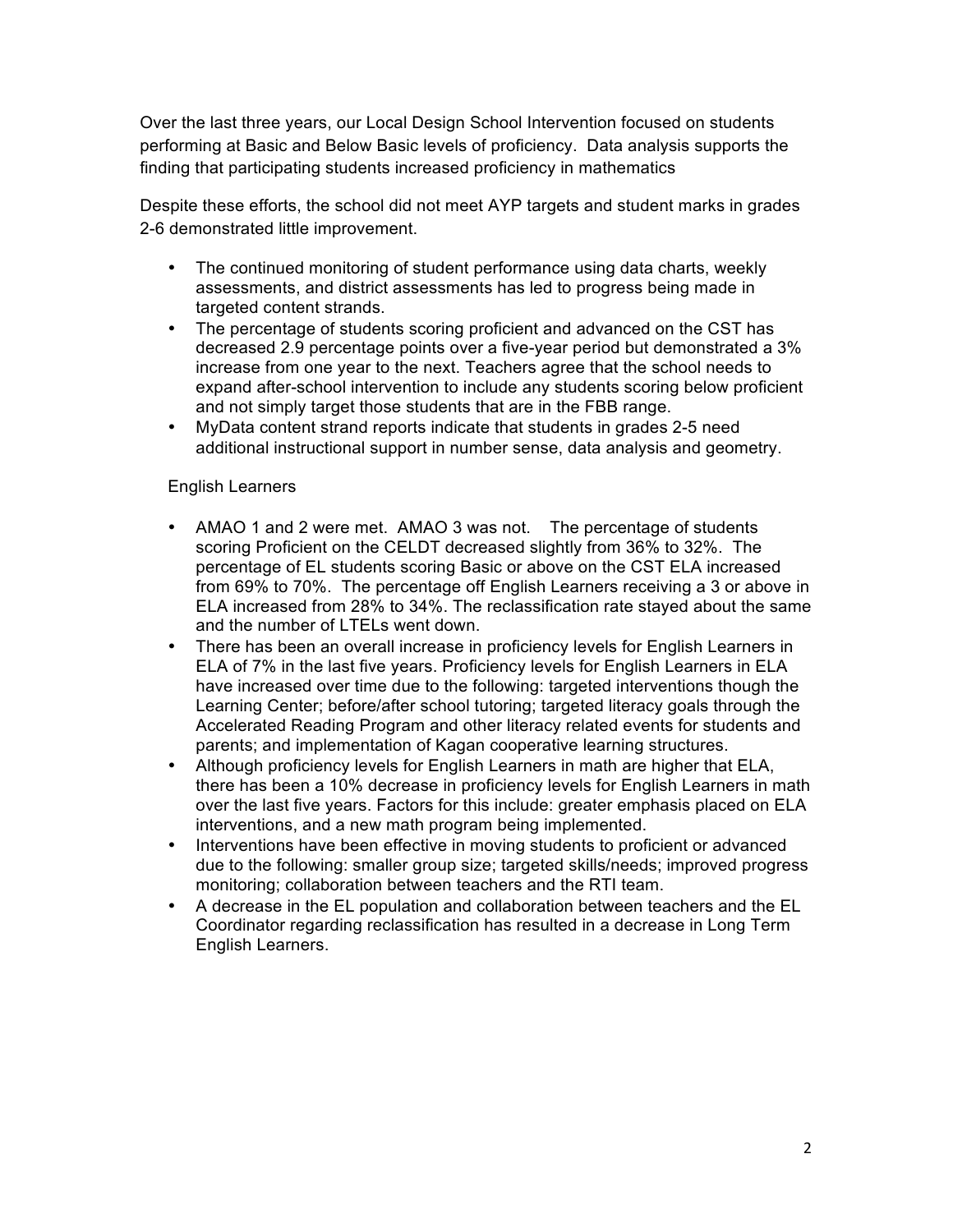Over the last three years, our Local Design School Intervention focused on students performing at Basic and Below Basic levels of proficiency. Data analysis supports the finding that participating students increased proficiency in mathematics

Despite these efforts, the school did not meet AYP targets and student marks in grades 2-6 demonstrated little improvement.

- The continued monitoring of student performance using data charts, weekly assessments, and district assessments has led to progress being made in targeted content strands.
- The percentage of students scoring proficient and advanced on the CST has decreased 2.9 percentage points over a five-year period but demonstrated a 3% increase from one year to the next. Teachers agree that the school needs to expand after-school intervention to include any students scoring below proficient and not simply target those students that are in the FBB range.
- MyData content strand reports indicate that students in grades 2-5 need additional instructional support in number sense, data analysis and geometry.

English Learners

- AMAO 1 and 2 were met. AMAO 3 was not. The percentage of students scoring Proficient on the CELDT decreased slightly from 36% to 32%. The percentage of EL students scoring Basic or above on the CST ELA increased from 69% to 70%. The percentage off English Learners receiving a 3 or above in ELA increased from 28% to 34%. The reclassification rate stayed about the same and the number of LTELs went down.
- There has been an overall increase in proficiency levels for English Learners in ELA of 7% in the last five years. Proficiency levels for English Learners in ELA have increased over time due to the following: targeted interventions though the Learning Center; before/after school tutoring; targeted literacy goals through the Accelerated Reading Program and other literacy related events for students and parents; and implementation of Kagan cooperative learning structures.
- Although proficiency levels for English Learners in math are higher that ELA, there has been a 10% decrease in proficiency levels for English Learners in math over the last five years. Factors for this include: greater emphasis placed on ELA interventions, and a new math program being implemented.
- Interventions have been effective in moving students to proficient or advanced due to the following: smaller group size; targeted skills/needs; improved progress monitoring; collaboration between teachers and the RTI team.
- A decrease in the EL population and collaboration between teachers and the EL Coordinator regarding reclassification has resulted in a decrease in Long Term English Learners.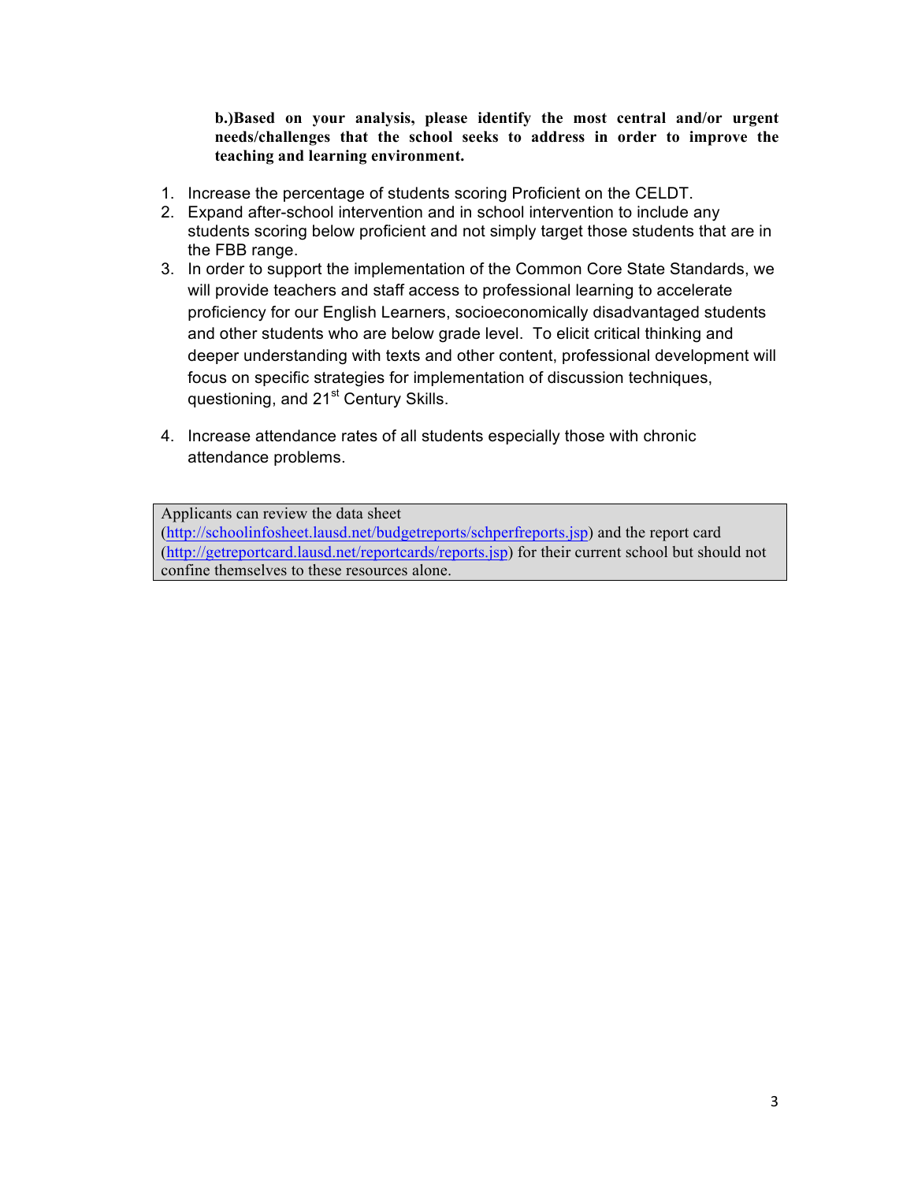**b.)Based on your analysis, please identify the most central and/or urgent needs/challenges that the school seeks to address in order to improve the teaching and learning environment.**

1. Increase the percentage of students scoring Proficient on the CELDT.
2. Expand after-school intervention and in school intervention to include any students scoring below proficient and not simply target those students that are in the FBB range.
3. In order to support the implementation of the Common Core State Standards, we will provide teachers and staff access to professional learning to accelerate proficiency for our English Learners, socioeconomically disadvantaged students and other students who are below grade level. To elicit critical thinking and deeper understanding with texts and other content, professional development will focus on specific strategies for implementation of discussion techniques, questioning, and 21st Century Skills.

4. Increase attendance rates of all students especially those with chronic attendance problems.

| Applicants can review the data sheet (http://schoolinfosheet.lausd.net/budgetreports/schperfreports.jsp) and the report card (http://getreportcard.lausd.net/reportcards/reports.jsp) for their current school but should not confine themselves to these resources alone. |
| --- |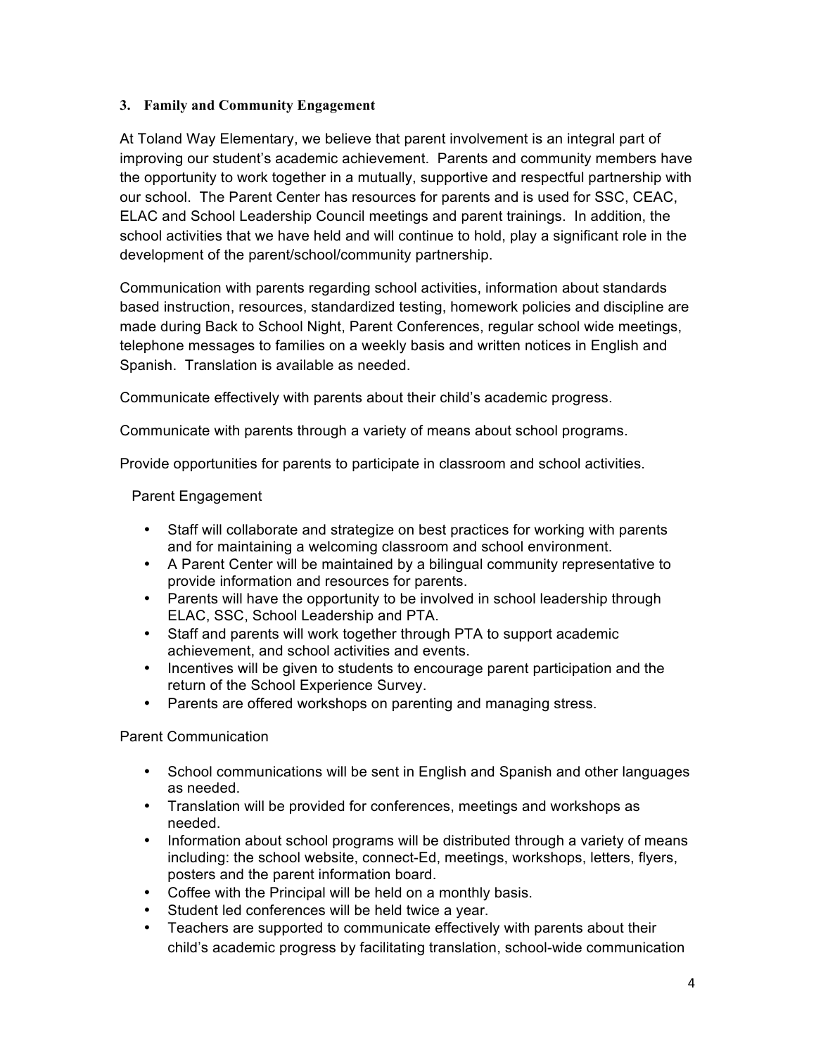### 3. Family and Community Engagement

At Toland Way Elementary, we believe that parent involvement is an integral part of improving our student's academic achievement. Parents and community members have the opportunity to work together in a mutually, supportive and respectful partnership with our school. The Parent Center has resources for parents and is used for SSC, CEAC, ELAC and School Leadership Council meetings and parent trainings. In addition, the school activities that we have held and will continue to hold, play a significant role in the development of the parent/school/community partnership.

Communication with parents regarding school activities, information about standards based instruction, resources, standardized testing, homework policies and discipline are made during Back to School Night, Parent Conferences, regular school wide meetings, telephone messages to families on a weekly basis and written notices in English and Spanish. Translation is available as needed.

Communicate effectively with parents about their child's academic progress.

Communicate with parents through a variety of means about school programs.

Provide opportunities for parents to participate in classroom and school activities.

Parent Engagement

- Staff will collaborate and strategize on best practices for working with parents and for maintaining a welcoming classroom and school environment.
- A Parent Center will be maintained by a bilingual community representative to provide information and resources for parents.
- Parents will have the opportunity to be involved in school leadership through ELAC, SSC, School Leadership and PTA.
- Staff and parents will work together through PTA to support academic achievement, and school activities and events.
- Incentives will be given to students to encourage parent participation and the return of the School Experience Survey.
- Parents are offered workshops on parenting and managing stress.

Parent Communication

- School communications will be sent in English and Spanish and other languages as needed.
- Translation will be provided for conferences, meetings and workshops as needed.
- Information about school programs will be distributed through a variety of means including: the school website, connect-Ed, meetings, workshops, letters, flyers, posters and the parent information board.
- Coffee with the Principal will be held on a monthly basis.
- Student led conferences will be held twice a year.
- Teachers are supported to communicate effectively with parents about their child's academic progress by facilitating translation, school-wide communication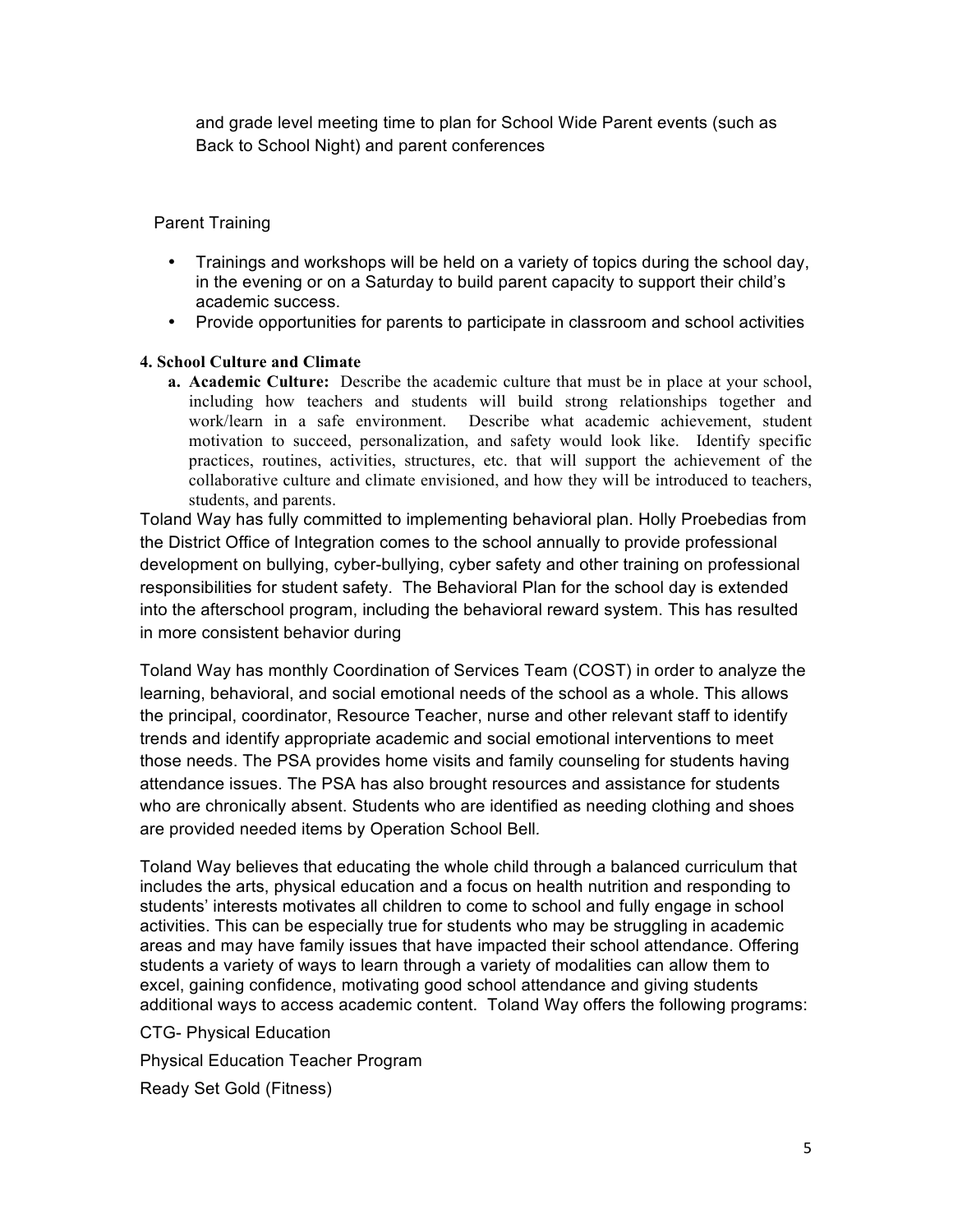and grade level meeting time to plan for School Wide Parent events (such as Back to School Night) and parent conferences

Parent Training

- Trainings and workshops will be held on a variety of topics during the school day, in the evening or on a Saturday to build parent capacity to support their child's academic success.
- Provide opportunities for parents to participate in classroom and school activities

**4. School Culture and Climate**

**a. Academic Culture:** Describe the academic culture that must be in place at your school, including how teachers and students will build strong relationships together and work/learn in a safe environment. Describe what academic achievement, student motivation to succeed, personalization, and safety would look like. Identify specific practices, routines, activities, structures, etc. that will support the achievement of the collaborative culture and climate envisioned, and how they will be introduced to teachers, students, and parents.

Toland Way has fully committed to implementing behavioral plan. Holly Proebedias from the District Office of Integration comes to the school annually to provide professional development on bullying, cyber-bullying, cyber safety and other training on professional responsibilities for student safety. The Behavioral Plan for the school day is extended into the afterschool program, including the behavioral reward system. This has resulted in more consistent behavior during

Toland Way has monthly Coordination of Services Team (COST) in order to analyze the learning, behavioral, and social emotional needs of the school as a whole. This allows the principal, coordinator, Resource Teacher, nurse and other relevant staff to identify trends and identify appropriate academic and social emotional interventions to meet those needs. The PSA provides home visits and family counseling for students having attendance issues. The PSA has also brought resources and assistance for students who are chronically absent. Students who are identified as needing clothing and shoes are provided needed items by Operation School Bell.

Toland Way believes that educating the whole child through a balanced curriculum that includes the arts, physical education and a focus on health nutrition and responding to students' interests motivates all children to come to school and fully engage in school activities. This can be especially true for students who may be struggling in academic areas and may have family issues that have impacted their school attendance. Offering students a variety of ways to learn through a variety of modalities can allow them to excel, gaining confidence, motivating good school attendance and giving students additional ways to access academic content. Toland Way offers the following programs:

CTG- Physical Education

Physical Education Teacher Program

Ready Set Gold (Fitness)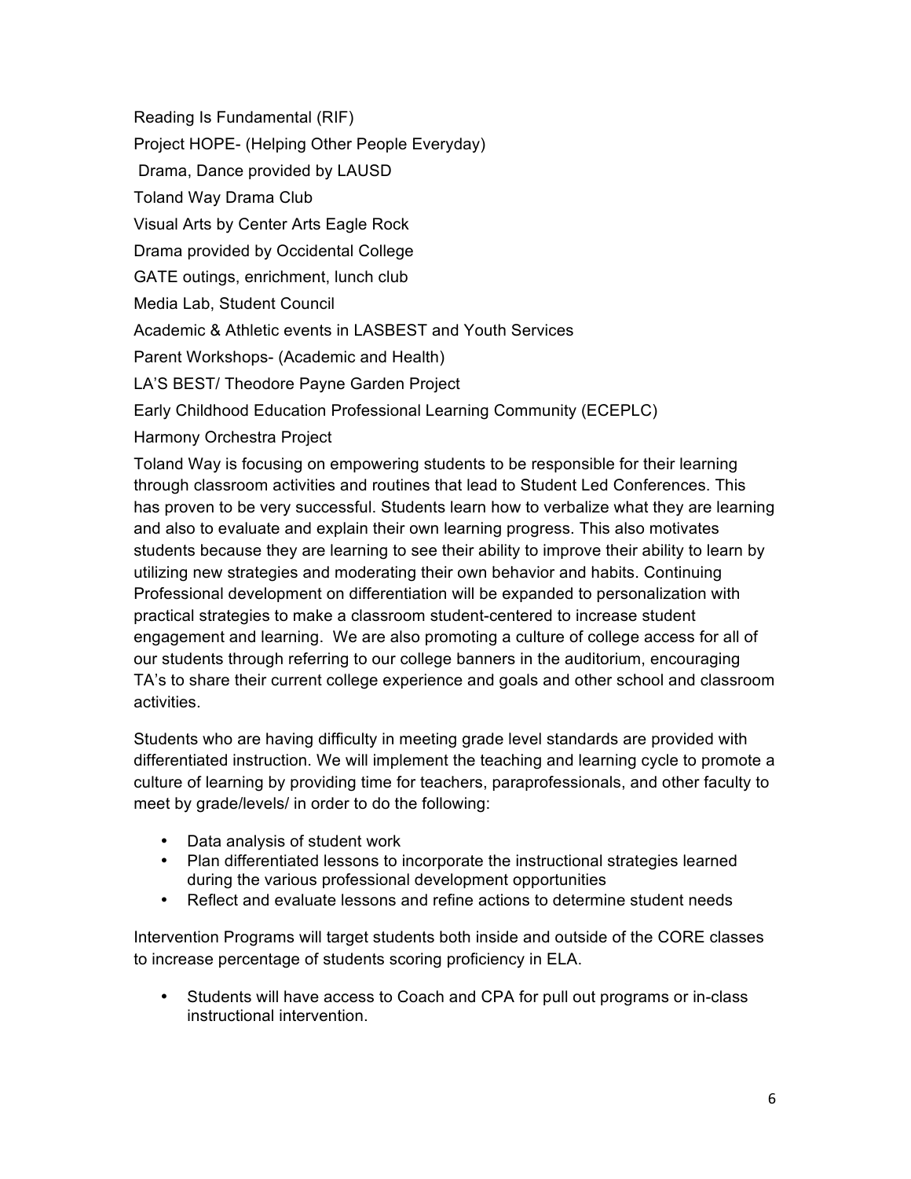Reading Is Fundamental (RIF)

Project HOPE- (Helping Other People Everyday)

Drama, Dance provided by LAUSD

Toland Way Drama Club

Visual Arts by Center Arts Eagle Rock

Drama provided by Occidental College

GATE outings, enrichment, lunch club

Media Lab, Student Council

Academic & Athletic events in LASBEST and Youth Services

Parent Workshops- (Academic and Health)

LA'S BEST/ Theodore Payne Garden Project

Early Childhood Education Professional Learning Community (ECEPLC)

Harmony Orchestra Project

Toland Way is focusing on empowering students to be responsible for their learning through classroom activities and routines that lead to Student Led Conferences. This has proven to be very successful. Students learn how to verbalize what they are learning and also to evaluate and explain their own learning progress. This also motivates students because they are learning to see their ability to improve their ability to learn by utilizing new strategies and moderating their own behavior and habits. Continuing Professional development on differentiation will be expanded to personalization with practical strategies to make a classroom student-centered to increase student engagement and learning. We are also promoting a culture of college access for all of our students through referring to our college banners in the auditorium, encouraging TA's to share their current college experience and goals and other school and classroom activities.

Students who are having difficulty in meeting grade level standards are provided with differentiated instruction. We will implement the teaching and learning cycle to promote a culture of learning by providing time for teachers, paraprofessionals, and other faculty to meet by grade/levels/ in order to do the following:

- Data analysis of student work
- Plan differentiated lessons to incorporate the instructional strategies learned during the various professional development opportunities
- Reflect and evaluate lessons and refine actions to determine student needs

Intervention Programs will target students both inside and outside of the CORE classes to increase percentage of students scoring proficiency in ELA.

- Students will have access to Coach and CPA for pull out programs or in-class instructional intervention.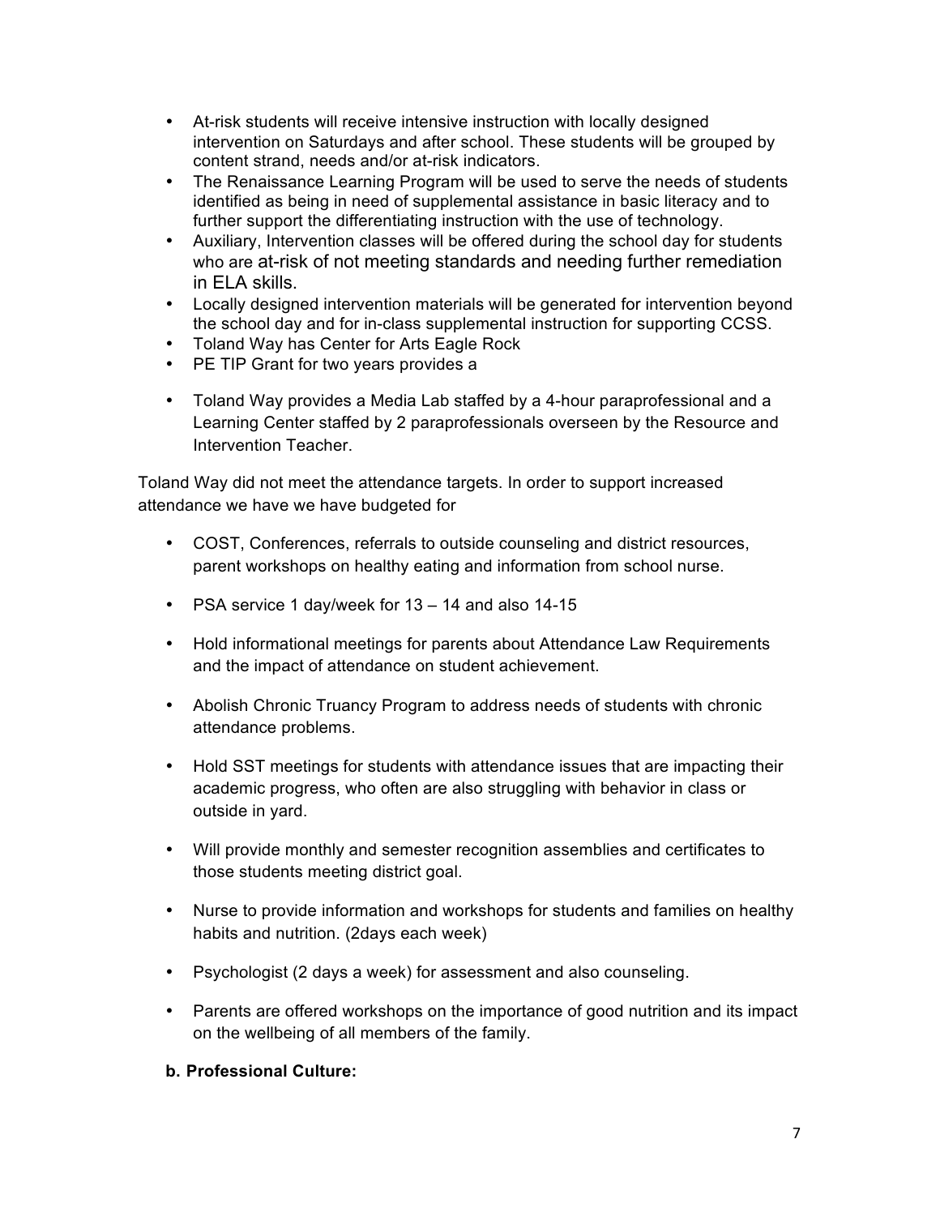- At-risk students will receive intensive instruction with locally designed intervention on Saturdays and after school. These students will be grouped by content strand, needs and/or at-risk indicators.
- The Renaissance Learning Program will be used to serve the needs of students identified as being in need of supplemental assistance in basic literacy and to further support the differentiating instruction with the use of technology.
- Auxiliary, Intervention classes will be offered during the school day for students who are at-risk of not meeting standards and needing further remediation in ELA skills.
- Locally designed intervention materials will be generated for intervention beyond the school day and for in-class supplemental instruction for supporting CCSS.
- Toland Way has Center for Arts Eagle Rock
- PE TIP Grant for two years provides a
- Toland Way provides a Media Lab staffed by a 4-hour paraprofessional and a Learning Center staffed by 2 paraprofessionals overseen by the Resource and Intervention Teacher.

Toland Way did not meet the attendance targets. In order to support increased attendance we have we have budgeted for

- COST, Conferences, referrals to outside counseling and district resources, parent workshops on healthy eating and information from school nurse.
- PSA service 1 day/week for 13 – 14 and also 14-15
- Hold informational meetings for parents about Attendance Law Requirements and the impact of attendance on student achievement.
- Abolish Chronic Truancy Program to address needs of students with chronic attendance problems.
- Hold SST meetings for students with attendance issues that are impacting their academic progress, who often are also struggling with behavior in class or outside in yard.
- Will provide monthly and semester recognition assemblies and certificates to those students meeting district goal.
- Nurse to provide information and workshops for students and families on healthy habits and nutrition. (2days each week)
- Psychologist (2 days a week) for assessment and also counseling.
- Parents are offered workshops on the importance of good nutrition and its impact on the wellbeing of all members of the family.

**b. Professional Culture:**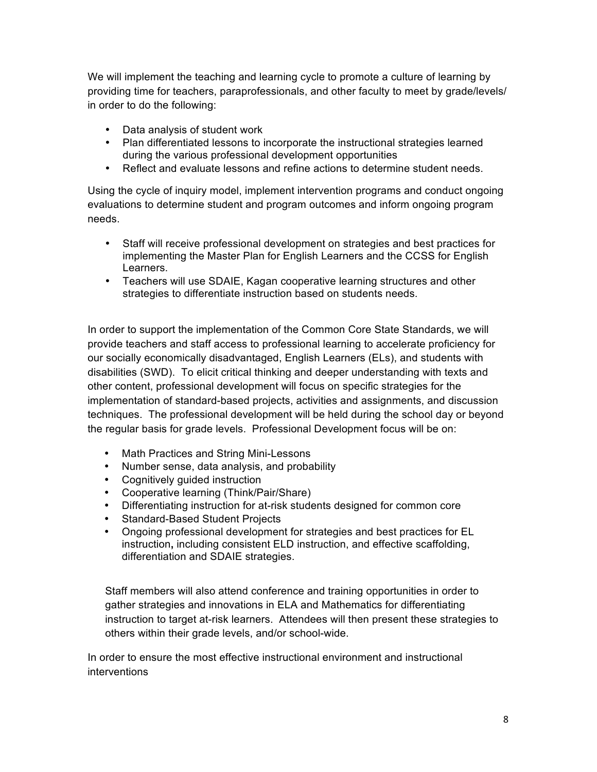We will implement the teaching and learning cycle to promote a culture of learning by providing time for teachers, paraprofessionals, and other faculty to meet by grade/levels/ in order to do the following:

- Data analysis of student work
- Plan differentiated lessons to incorporate the instructional strategies learned during the various professional development opportunities
- Reflect and evaluate lessons and refine actions to determine student needs.

Using the cycle of inquiry model, implement intervention programs and conduct ongoing evaluations to determine student and program outcomes and inform ongoing program needs.

- Staff will receive professional development on strategies and best practices for implementing the Master Plan for English Learners and the CCSS for English Learners.
- Teachers will use SDAIE, Kagan cooperative learning structures and other strategies to differentiate instruction based on students needs.

In order to support the implementation of the Common Core State Standards, we will provide teachers and staff access to professional learning to accelerate proficiency for our socially economically disadvantaged, English Learners (ELs), and students with disabilities (SWD). To elicit critical thinking and deeper understanding with texts and other content, professional development will focus on specific strategies for the implementation of standard-based projects, activities and assignments, and discussion techniques. The professional development will be held during the school day or beyond the regular basis for grade levels. Professional Development focus will be on:

- Math Practices and String Mini-Lessons
- Number sense, data analysis, and probability
- Cognitively guided instruction
- Cooperative learning (Think/Pair/Share)
- Differentiating instruction for at-risk students designed for common core
- Standard-Based Student Projects
- Ongoing professional development for strategies and best practices for EL instruction**,** including consistent ELD instruction, and effective scaffolding, differentiation and SDAIE strategies.

Staff members will also attend conference and training opportunities in order to gather strategies and innovations in ELA and Mathematics for differentiating instruction to target at-risk learners. Attendees will then present these strategies to others within their grade levels, and/or school-wide.

In order to ensure the most effective instructional environment and instructional interventions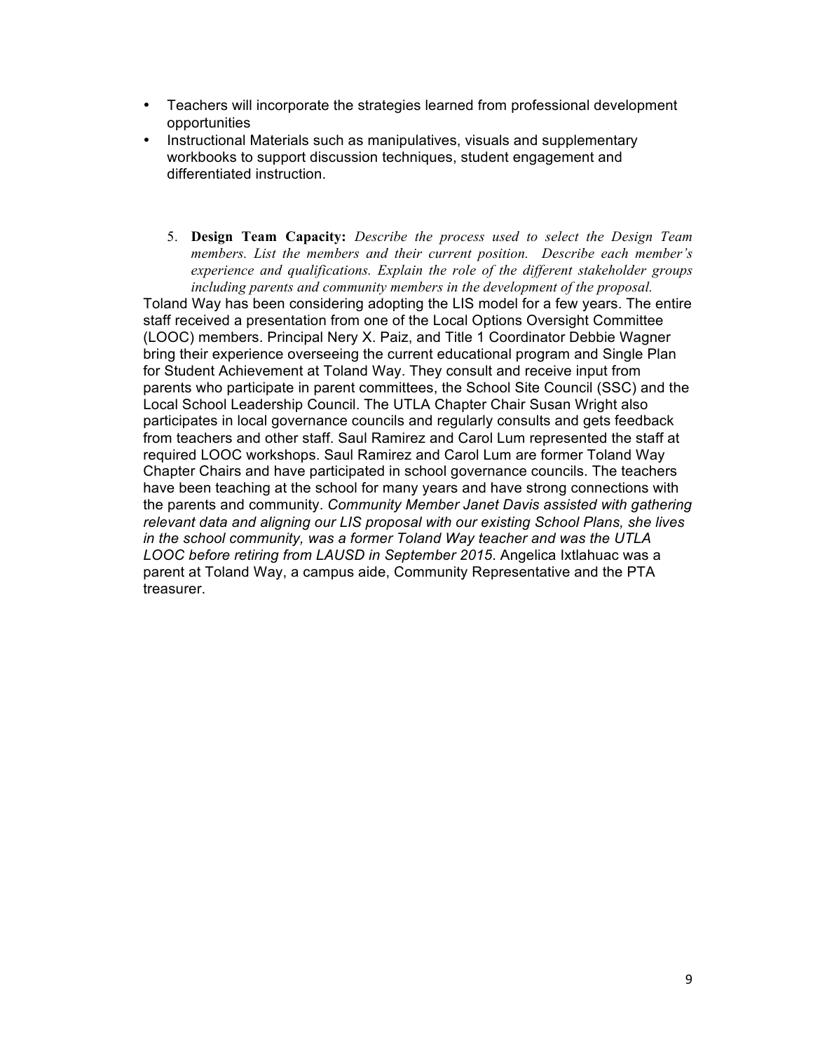- Teachers will incorporate the strategies learned from professional development opportunities
- Instructional Materials such as manipulatives, visuals and supplementary workbooks to support discussion techniques, student engagement and differentiated instruction.

5. **Design Team Capacity:** *Describe the process used to select the Design Team members. List the members and their current position. Describe each member's experience and qualifications. Explain the role of the different stakeholder groups including parents and community members in the development of the proposal.*

Toland Way has been considering adopting the LIS model for a few years. The entire staff received a presentation from one of the Local Options Oversight Committee (LOOC) members. Principal Nery X. Paiz, and Title 1 Coordinator Debbie Wagner bring their experience overseeing the current educational program and Single Plan for Student Achievement at Toland Way. They consult and receive input from parents who participate in parent committees, the School Site Council (SSC) and the Local School Leadership Council. The UTLA Chapter Chair Susan Wright also participates in local governance councils and regularly consults and gets feedback from teachers and other staff. Saul Ramirez and Carol Lum represented the staff at required LOOC workshops. Saul Ramirez and Carol Lum are former Toland Way Chapter Chairs and have participated in school governance councils. The teachers have been teaching at the school for many years and have strong connections with the parents and community. *Community Member Janet Davis assisted with gathering relevant data and aligning our LIS proposal with our existing School Plans, she lives in the school community, was a former Toland Way teacher and was the UTLA LOOC before retiring from LAUSD in September 2015.* Angelica Ixtlahuac was a parent at Toland Way, a campus aide, Community Representative and the PTA treasurer.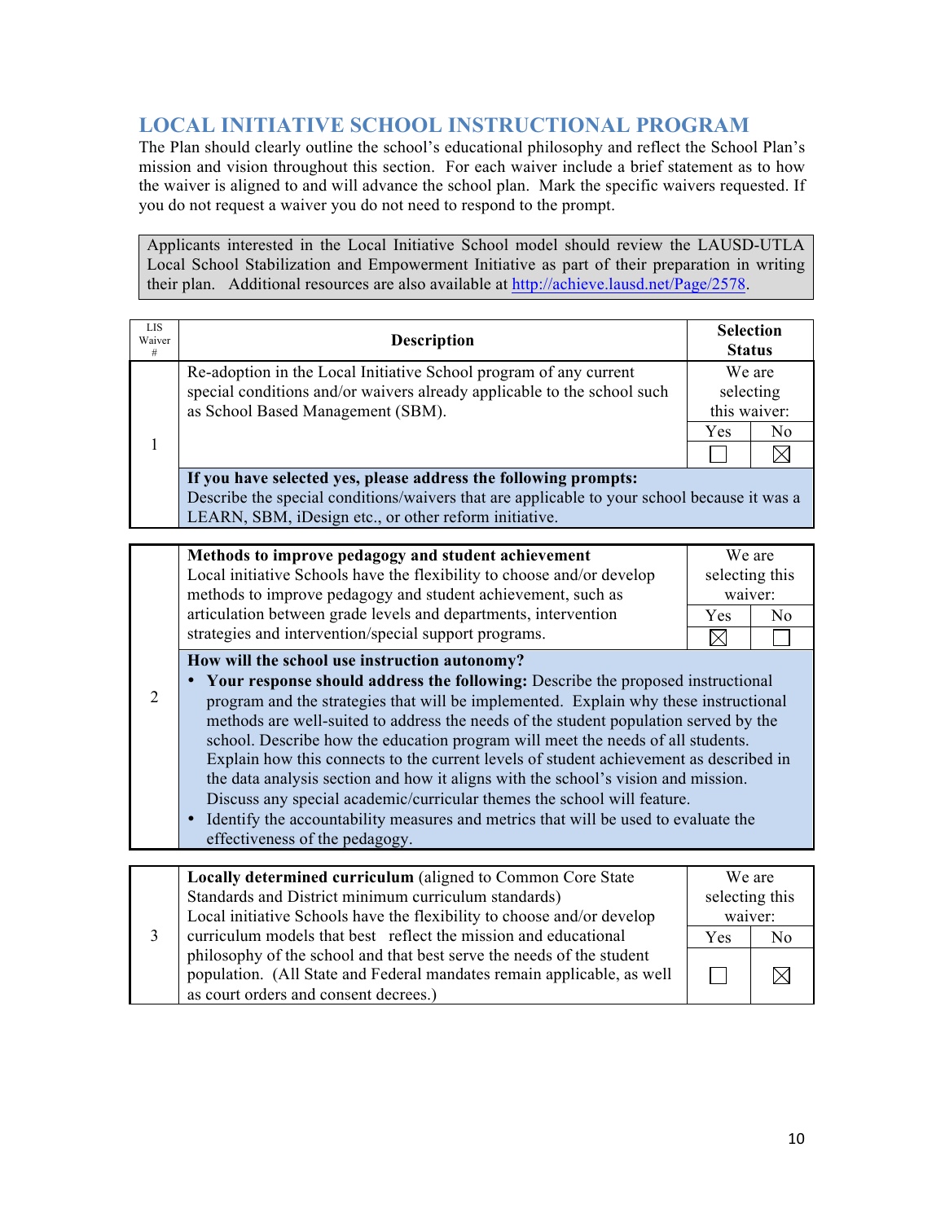## LOCAL INITIATIVE SCHOOL INSTRUCTIONAL PROGRAM

The Plan should clearly outline the school's educational philosophy and reflect the School Plan's mission and vision throughout this section. For each waiver include a brief statement as to how the waiver is aligned to and will advance the school plan. Mark the specific waivers requested. If you do not request a waiver you do not need to respond to the prompt.

> Applicants interested in the Local Initiative School model should review the LAUSD-UTLA Local School Stabilization and Empowerment Initiative as part of their preparation in writing their plan. Additional resources are also available at http://achieve.lausd.net/Page/2578.

| LIS Waiver # | Description | Selection Status | |
|---|---|---|---|
| 1 | Re-adoption in the Local Initiative School program of any current special conditions and/or waivers already applicable to the school such as School Based Management (SBM). | We are selecting this waiver: | |
| | | Yes | No |
| | | ☐ | ☒ |
| | **If you have selected yes, please address the following prompts:** Describe the special conditions/waivers that are applicable to your school because it was a LEARN, SBM, iDesign etc., or other reform initiative. | | |

| | | | |
|---|---|---|---|
| 2 | **Methods to improve pedagogy and student achievement** Local initiative Schools have the flexibility to choose and/or develop methods to improve pedagogy and student achievement, such as articulation between grade levels and departments, intervention strategies and intervention/special support programs. | We are selecting this waiver: | |
| | | Yes | No |
| | | ☒ | ☐ |
| | **How will the school use instruction autonomy?**<br>• **Your response should address the following:** Describe the proposed instructional program and the strategies that will be implemented. Explain why these instructional methods are well-suited to address the needs of the student population served by the school. Describe how the education program will meet the needs of all students. Explain how this connects to the current levels of student achievement as described in the data analysis section and how it aligns with the school's vision and mission. Discuss any special academic/curricular themes the school will feature.<br>• Identify the accountability measures and metrics that will be used to evaluate the effectiveness of the pedagogy. | | |

| | | | |
|---|---|---|---|
| 3 | **Locally determined curriculum** (aligned to Common Core State Standards and District minimum curriculum standards) Local initiative Schools have the flexibility to choose and/or develop curriculum models that best reflect the mission and educational philosophy of the school and that best serve the needs of the student population. (All State and Federal mandates remain applicable, as well as court orders and consent decrees.) | We are selecting this waiver: | |
| | | Yes | No |
| | | ☐ | ☒ |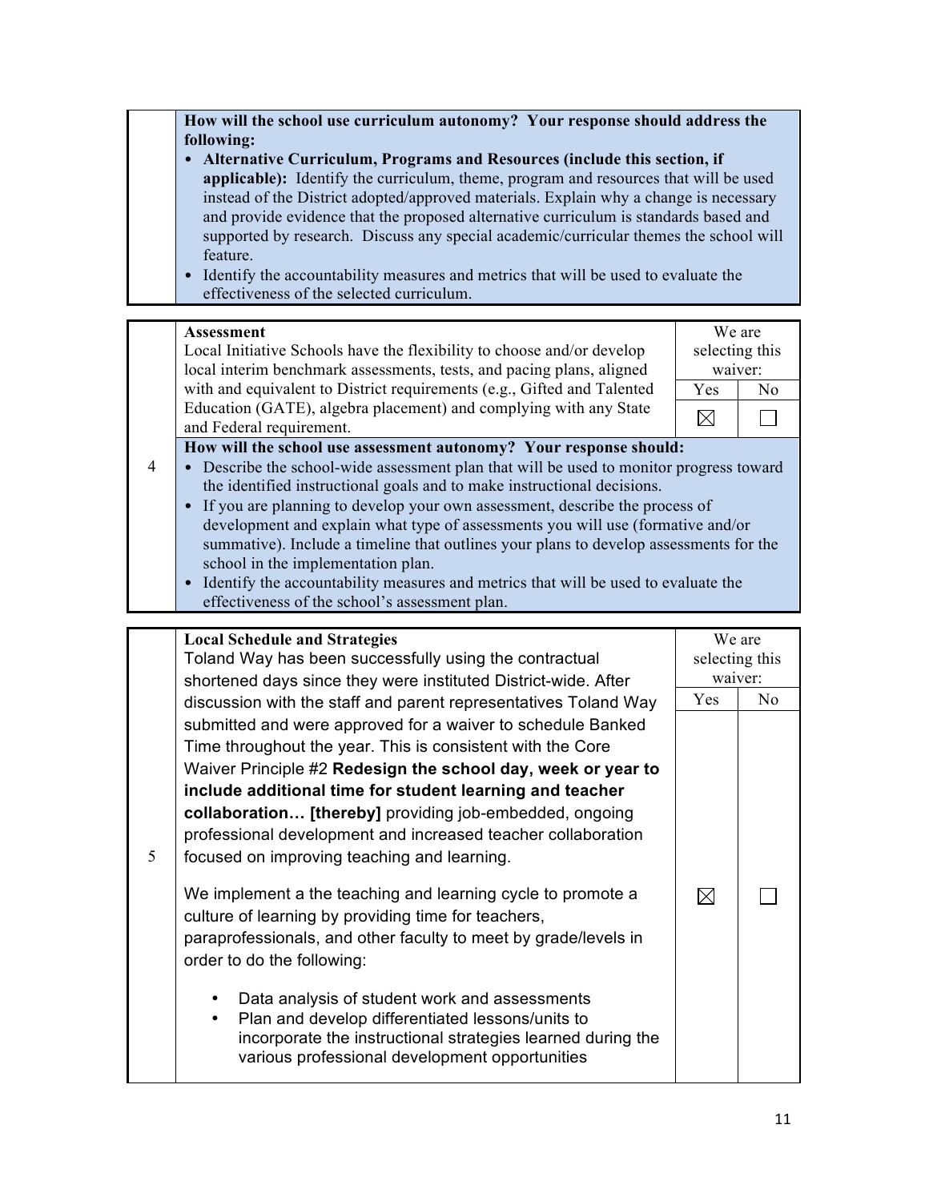| | How will the school use curriculum autonomy? Your response should address the following: | | |
|---|---|---|---|
| | **How will the school use curriculum autonomy? Your response should address the following:**<br>• **Alternative Curriculum, Programs and Resources (include this section, if applicable):** Identify the curriculum, theme, program and resources that will be used instead of the District adopted/approved materials. Explain why a change is necessary and provide evidence that the proposed alternative curriculum is standards based and supported by research. Discuss any special academic/curricular themes the school will feature.<br>• Identify the accountability measures and metrics that will be used to evaluate the effectiveness of the selected curriculum. | | |

| | | We are selecting this waiver: | |
|---|---|---|---|
| | | Yes | No |
| 4 | **Assessment**<br>Local Initiative Schools have the flexibility to choose and/or develop local interim benchmark assessments, tests, and pacing plans, aligned with and equivalent to District requirements (e.g., Gifted and Talented Education (GATE), algebra placement) and complying with any State and Federal requirement. | ☒ | ☐ |
| | **How will the school use assessment autonomy? Your response should:**<br>• Describe the school-wide assessment plan that will be used to monitor progress toward the identified instructional goals and to make instructional decisions.<br>• If you are planning to develop your own assessment, describe the process of development and explain what type of assessments you will use (formative and/or summative). Include a timeline that outlines your plans to develop assessments for the school in the implementation plan.<br>• Identify the accountability measures and metrics that will be used to evaluate the effectiveness of the school's assessment plan. | | |

| | | We are selecting this waiver: | |
|---|---|---|---|
| | | Yes | No |
| 5 | **Local Schedule and Strategies**<br>Toland Way has been successfully using the contractual shortened days since they were instituted District-wide. After discussion with the staff and parent representatives Toland Way submitted and were approved for a waiver to schedule Banked Time throughout the year. This is consistent with the Core Waiver Principle #2 **Redesign the school day, week or year to include additional time for student learning and teacher collaboration… [thereby]** providing job-embedded, ongoing professional development and increased teacher collaboration focused on improving teaching and learning.<br><br>We implement a the teaching and learning cycle to promote a culture of learning by providing time for teachers, paraprofessionals, and other faculty to meet by grade/levels in order to do the following:<br>• Data analysis of student work and assessments<br>• Plan and develop differentiated lessons/units to incorporate the instructional strategies learned during the various professional development opportunities | ☒ | ☐ |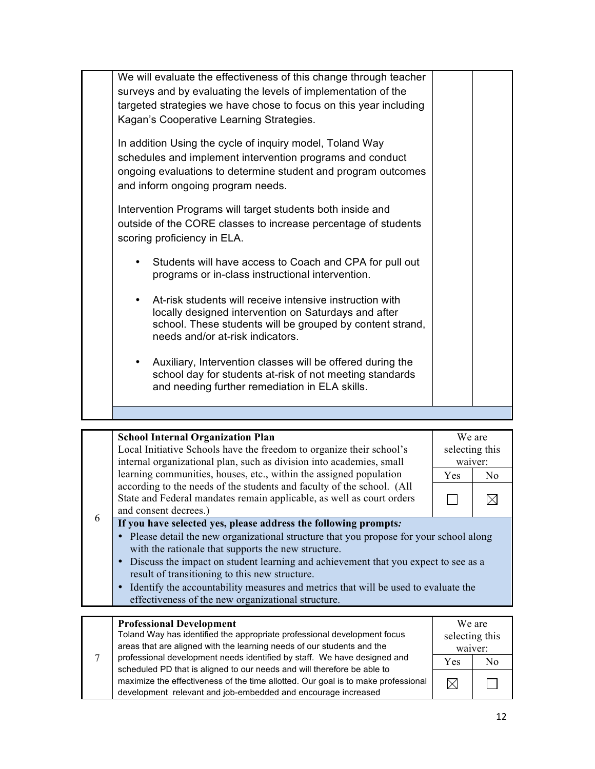| | | | |
|---|---|---|---|
| | We will evaluate the effectiveness of this change through teacher surveys and by evaluating the levels of implementation of the targeted strategies we have chose to focus on this year including Kagan's Cooperative Learning Strategies.<br><br>In addition Using the cycle of inquiry model, Toland Way schedules and implement intervention programs and conduct ongoing evaluations to determine student and program outcomes and inform ongoing program needs.<br><br>Intervention Programs will target students both inside and outside of the CORE classes to increase percentage of students scoring proficiency in ELA.<br><br>• Students will have access to Coach and CPA for pull out programs or in-class instructional intervention.<br><br>• At-risk students will receive intensive instruction with locally designed intervention on Saturdays and after school. These students will be grouped by content strand, needs and/or at-risk indicators.<br><br>• Auxiliary, Intervention classes will be offered during the school day for students at-risk of not meeting standards and needing further remediation in ELA skills. | | |

| | | We are selecting this waiver: | |
|---|---|---|---|
| 6 | **School Internal Organization Plan**<br>Local Initiative Schools have the freedom to organize their school's internal organizational plan, such as division into academies, small learning communities, houses, etc., within the assigned population according to the needs of the students and faculty of the school. (All State and Federal mandates remain applicable, as well as court orders and consent decrees.) | Yes | No |
| | | ☐ | ☒ |
| | **If you have selected yes, please address the following prompts:**<br>• Please detail the new organizational structure that you propose for your school along with the rationale that supports the new structure.<br>• Discuss the impact on student learning and achievement that you expect to see as a result of transitioning to this new structure.<br>• Identify the accountability measures and metrics that will be used to evaluate the effectiveness of the new organizational structure. | | |

| | | We are selecting this waiver: | |
|---|---|---|---|
| 7 | **Professional Development**<br>Toland Way has identified the appropriate professional development focus areas that are aligned with the learning needs of our students and the professional development needs identified by staff. We have designed and scheduled PD that is aligned to our needs and will therefore be able to maximize the effectiveness of the time allotted. Our goal is to make professional development relevant and job-embedded and encourage increased | Yes | No |
| | | ☒ | ☐ |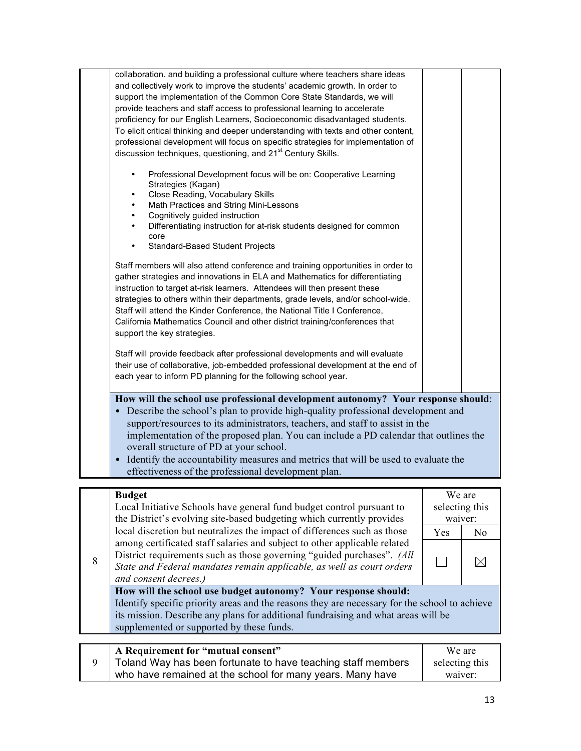collaboration. and building a professional culture where teachers share ideas and collectively work to improve the students' academic growth. In order to support the implementation of the Common Core State Standards, we will provide teachers and staff access to professional learning to accelerate proficiency for our English Learners, Socioeconomic disadvantaged students. To elicit critical thinking and deeper understanding with texts and other content, professional development will focus on specific strategies for implementation of discussion techniques, questioning, and 21[st] Century Skills.

- Professional Development focus will be on: Cooperative Learning Strategies (Kagan)
- Close Reading, Vocabulary Skills
- Math Practices and String Mini-Lessons
- Cognitively guided instruction
- Differentiating instruction for at-risk students designed for common core
- Standard-Based Student Projects

Staff members will also attend conference and training opportunities in order to gather strategies and innovations in ELA and Mathematics for differentiating instruction to target at-risk learners. Attendees will then present these strategies to others within their departments, grade levels, and/or school-wide. Staff will attend the Kinder Conference, the National Title I Conference, California Mathematics Council and other district training/conferences that support the key strategies.

Staff will provide feedback after professional developments and will evaluate their use of collaborative, job-embedded professional development at the end of each year to inform PD planning for the following school year.

**How will the school use professional development autonomy? Your response should**:

- Describe the school's plan to provide high-quality professional development and support/resources to its administrators, teachers, and staff to assist in the implementation of the proposed plan. You can include a PD calendar that outlines the overall structure of PD at your school.
- Identify the accountability measures and metrics that will be used to evaluate the effectiveness of the professional development plan.

| 8 | **Budget**<br>Local Initiative Schools have general fund budget control pursuant to the District's evolving site-based budgeting which currently provides local discretion but neutralizes the impact of differences such as those among certificated staff salaries and subject to other applicable related District requirements such as those governing "guided purchases". *(All State and Federal mandates remain applicable, as well as court orders and consent decrees.)* | We are selecting this waiver: Yes ☐ | No ☒ |
|---|---|---|---|

**How will the school use budget autonomy? Your response should:**
Identify specific priority areas and the reasons they are necessary for the school to achieve its mission. Describe any plans for additional fundraising and what areas will be supplemented or supported by these funds.

| 9 | **A Requirement for "mutual consent"**<br>Toland Way has been fortunate to have teaching staff members who have remained at the school for many years. Many have | We are selecting this waiver: |
|---|---|---|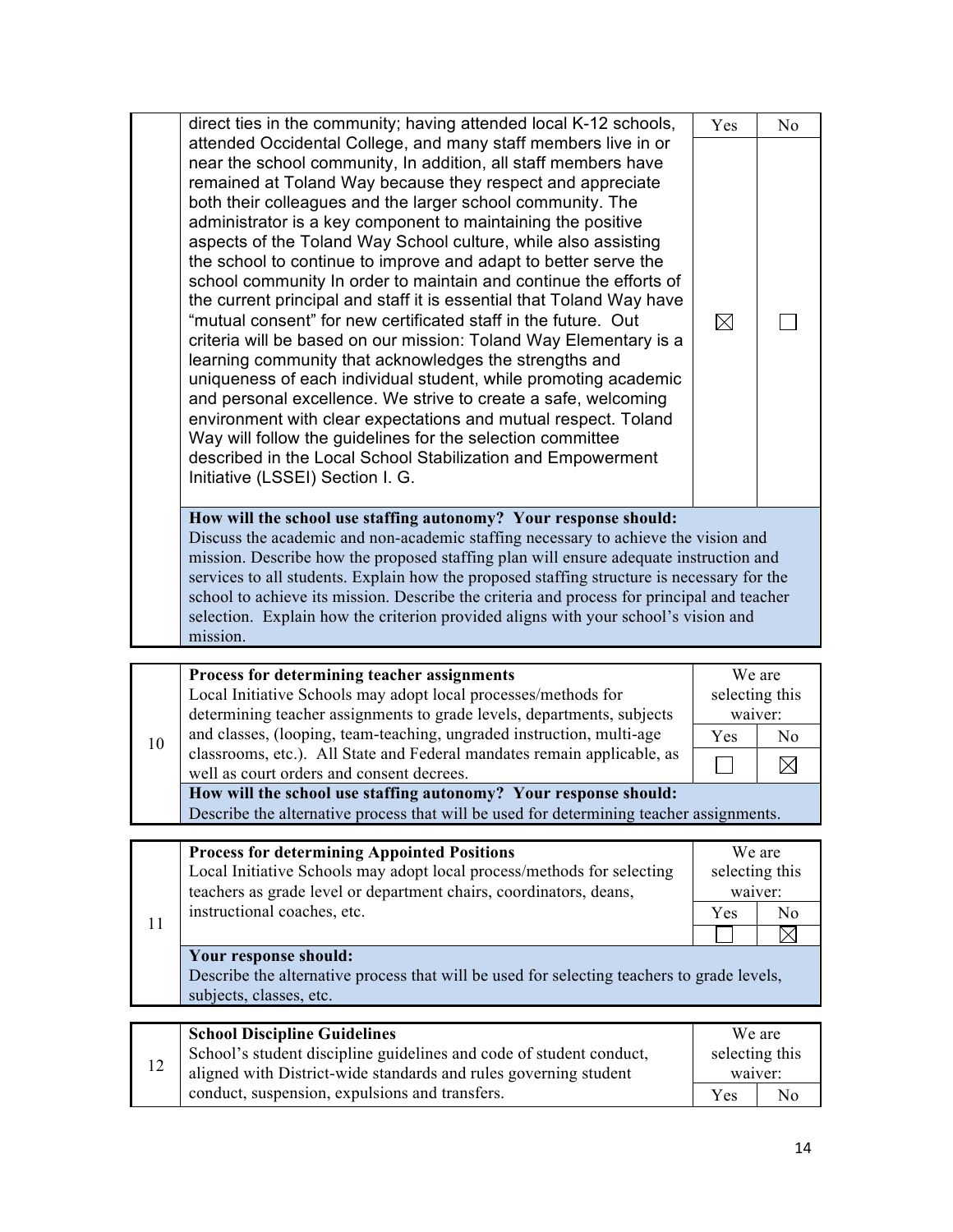| | | Yes | No |
|---|---|---|---|
| | direct ties in the community; having attended local K-12 schools, attended Occidental College, and many staff members live in or near the school community, In addition, all staff members have remained at Toland Way because they respect and appreciate both their colleagues and the larger school community. The administrator is a key component to maintaining the positive aspects of the Toland Way School culture, while also assisting the school to continue to improve and adapt to better serve the school community In order to maintain and continue the efforts of the current principal and staff it is essential that Toland Way have "mutual consent" for new certificated staff in the future. Out criteria will be based on our mission: Toland Way Elementary is a learning community that acknowledges the strengths and uniqueness of each individual student, while promoting academic and personal excellence. We strive to create a safe, welcoming environment with clear expectations and mutual respect. Toland Way will follow the guidelines for the selection committee described in the Local School Stabilization and Empowerment Initiative (LSSEI) Section I. G. | ☒ | ☐ |
| | **How will the school use staffing autonomy? Your response should:** Discuss the academic and non-academic staffing necessary to achieve the vision and mission. Describe how the proposed staffing plan will ensure adequate instruction and services to all students. Explain how the proposed staffing structure is necessary for the school to achieve its mission. Describe the criteria and process for principal and teacher selection. Explain how the criterion provided aligns with your school's vision and mission. | | |

| | | We are selecting this waiver: | |
|---|---|---|---|
| | | Yes | No |
| 10 | **Process for determining teacher assignments** Local Initiative Schools may adopt local processes/methods for determining teacher assignments to grade levels, departments, subjects and classes, (looping, team-teaching, ungraded instruction, multi-age classrooms, etc.). All State and Federal mandates remain applicable, as well as court orders and consent decrees. | ☐ | ☒ |
| | **How will the school use staffing autonomy? Your response should:** Describe the alternative process that will be used for determining teacher assignments. | | |

| | | We are selecting this waiver: | |
|---|---|---|---|
| | | Yes | No |
| 11 | **Process for determining Appointed Positions** Local Initiative Schools may adopt local process/methods for selecting teachers as grade level or department chairs, coordinators, deans, instructional coaches, etc. | ☐ | ☒ |
| | **Your response should:** Describe the alternative process that will be used for selecting teachers to grade levels, subjects, classes, etc. | | |

| | | We are selecting this waiver: | |
|---|---|---|---|
| | | Yes | No |
| 12 | **School Discipline Guidelines** School's student discipline guidelines and code of student conduct, aligned with District-wide standards and rules governing student conduct, suspension, expulsions and transfers. | | |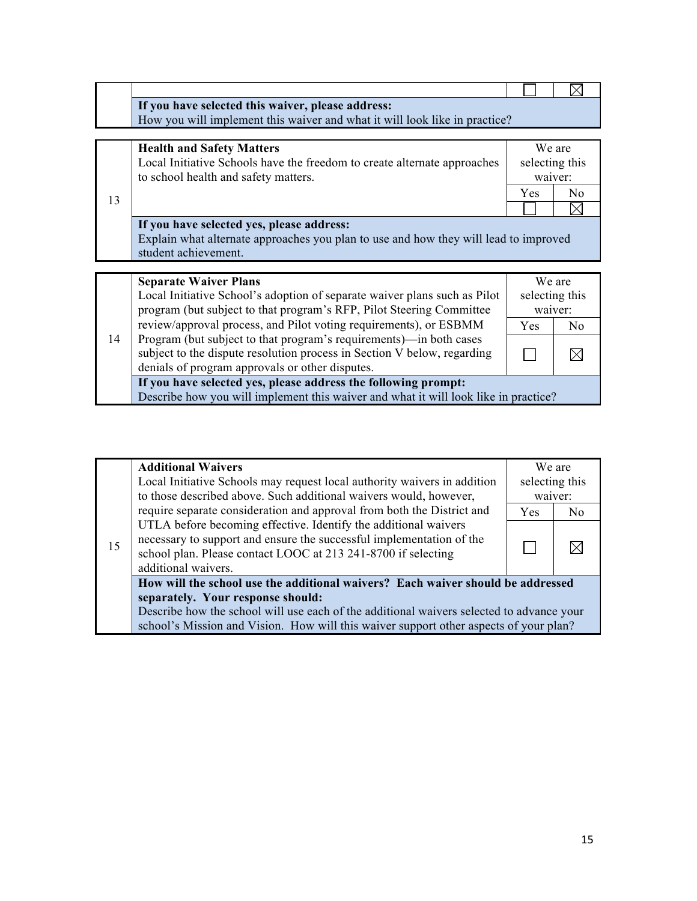| | | | |
|---|---|---|---|
| | | ☐ | ☒ |
| | **If you have selected this waiver, please address:** How you will implement this waiver and what it will look like in practice? | | |

| | | | |
|---|---|---|---|
| 13 | **Health and Safety Matters** Local Initiative Schools have the freedom to create alternate approaches to school health and safety matters. | We are selecting this waiver: | |
| | | Yes | No |
| | | ☐ | ☒ |
| | **If you have selected yes, please address:** Explain what alternate approaches you plan to use and how they will lead to improved student achievement. | | |

| | | | |
|---|---|---|---|
| 14 | **Separate Waiver Plans** Local Initiative School's adoption of separate waiver plans such as Pilot program (but subject to that program's RFP, Pilot Steering Committee review/approval process, and Pilot voting requirements), or ESBMM Program (but subject to that program's requirements)—in both cases subject to the dispute resolution process in Section V below, regarding denials of program approvals or other disputes. | We are selecting this waiver: | |
| | | Yes | No |
| | | ☐ | ☒ |
| | **If you have selected yes, please address the following prompt:** Describe how you will implement this waiver and what it will look like in practice? | | |

| | | | |
|---|---|---|---|
| 15 | **Additional Waivers** Local Initiative Schools may request local authority waivers in addition to those described above. Such additional waivers would, however, require separate consideration and approval from both the District and UTLA before becoming effective. Identify the additional waivers necessary to support and ensure the successful implementation of the school plan. Please contact LOOC at 213 241-8700 if selecting additional waivers. | We are selecting this waiver: | |
| | | Yes | No |
| | | ☐ | ☒ |
| | **How will the school use the additional waivers? Each waiver should be addressed separately. Your response should:** Describe how the school will use each of the additional waivers selected to advance your school's Mission and Vision. How will this waiver support other aspects of your plan? | | |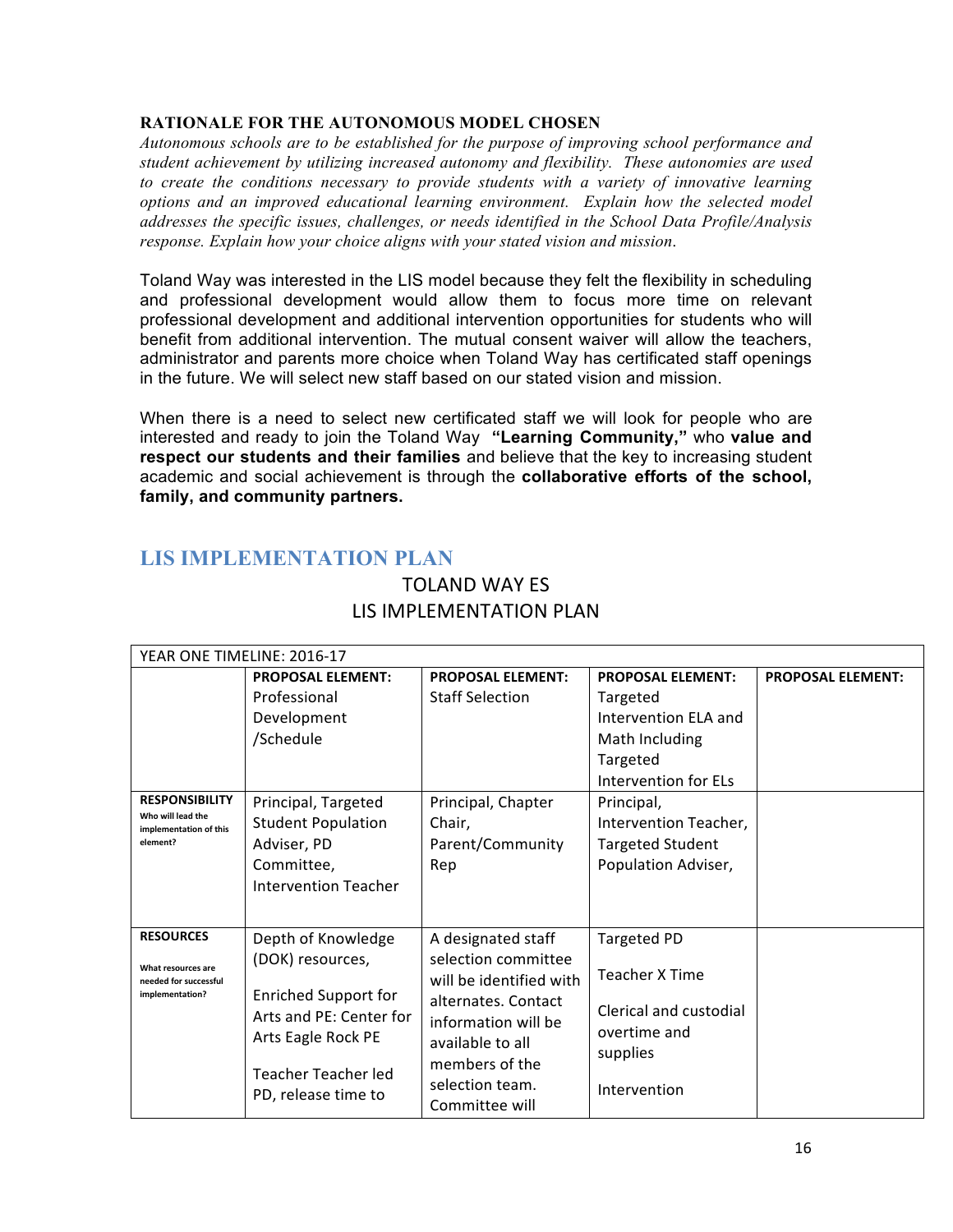**RATIONALE FOR THE AUTONOMOUS MODEL CHOSEN**

*Autonomous schools are to be established for the purpose of improving school performance and student achievement by utilizing increased autonomy and flexibility. These autonomies are used to create the conditions necessary to provide students with a variety of innovative learning options and an improved educational learning environment. Explain how the selected model addresses the specific issues, challenges, or needs identified in the School Data Profile/Analysis response. Explain how your choice aligns with your stated vision and mission.*

Toland Way was interested in the LIS model because they felt the flexibility in scheduling and professional development would allow them to focus more time on relevant professional development and additional intervention opportunities for students who will benefit from additional intervention. The mutual consent waiver will allow the teachers, administrator and parents more choice when Toland Way has certificated staff openings in the future. We will select new staff based on our stated vision and mission.

When there is a need to select new certificated staff we will look for people who are interested and ready to join the Toland Way **"Learning Community,"** who **value and respect our students and their families** and believe that the key to increasing student academic and social achievement is through the **collaborative efforts of the school, family, and community partners.**

## LIS IMPLEMENTATION PLAN

TOLAND WAY ES
LIS IMPLEMENTATION PLAN

| YEAR ONE TIMELINE: 2016-17 | | | | |
|---|---|---|---|---|
| | **PROPOSAL ELEMENT:** Professional Development /Schedule | **PROPOSAL ELEMENT:** Staff Selection | **PROPOSAL ELEMENT:** Targeted Intervention ELA and Math Including Targeted Intervention for ELs | **PROPOSAL ELEMENT:** |
| **RESPONSIBILITY** Who will lead the implementation of this element? | Principal, Targeted Student Population Adviser, PD Committee, Intervention Teacher | Principal, Chapter Chair, Parent/Community Rep | Principal, Intervention Teacher, Targeted Student Population Adviser, | |
| **RESOURCES** What resources are needed for successful implementation? | Depth of Knowledge (DOK) resources, Enriched Support for Arts and PE: Center for Arts Eagle Rock PE Teacher Teacher led PD, release time to | A designated staff selection committee will be identified with alternates. Contact information will be available to all members of the selection team. Committee will | Targeted PD Teacher X Time Clerical and custodial overtime and supplies Intervention | |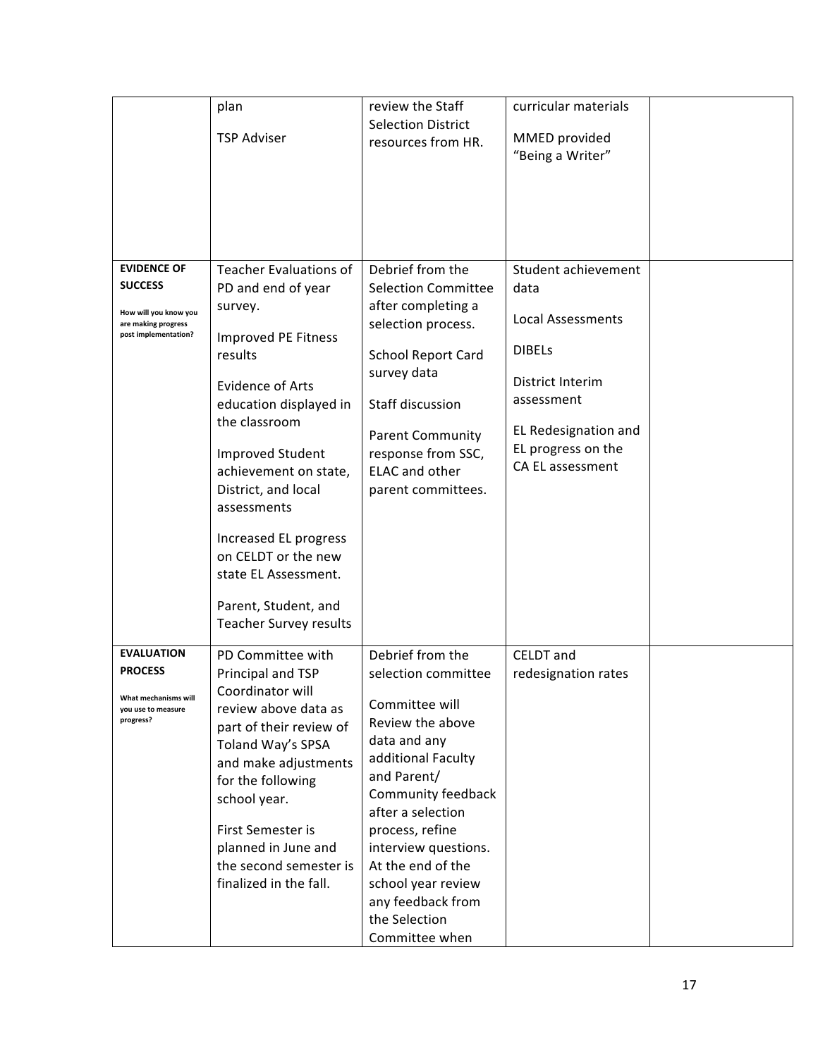| | | | | |
|---|---|---|---|---|
| | plan<br><br>TSP Adviser | review the Staff Selection District resources from HR. | curricular materials<br><br>MMED provided "Being a Writer" | |
| **EVIDENCE OF SUCCESS**<br><br>**How will you know you are making progress post implementation?** | Teacher Evaluations of PD and end of year survey.<br><br>Improved PE Fitness results<br><br>Evidence of Arts education displayed in the classroom<br><br>Improved Student achievement on state, District, and local assessments<br><br>Increased EL progress on CELDT or the new state EL Assessment.<br><br>Parent, Student, and Teacher Survey results | Debrief from the Selection Committee after completing a selection process.<br><br>School Report Card survey data<br><br>Staff discussion<br><br>Parent Community response from SSC, ELAC and other parent committees. | Student achievement data<br><br>Local Assessments<br><br>DIBELs<br><br>District Interim assessment<br><br>EL Redesignation and EL progress on the CA EL assessment | |
| **EVALUATION PROCESS**<br><br>**What mechanisms will you use to measure progress?** | PD Committee with Principal and TSP Coordinator will review above data as part of their review of Toland Way's SPSA and make adjustments for the following school year.<br><br>First Semester is planned in June and the second semester is finalized in the fall. | Debrief from the selection committee<br><br>Committee will Review the above data and any additional Faculty and Parent/ Community feedback after a selection process, refine interview questions. At the end of the school year review any feedback from the Selection Committee when | CELDT and redesignation rates | |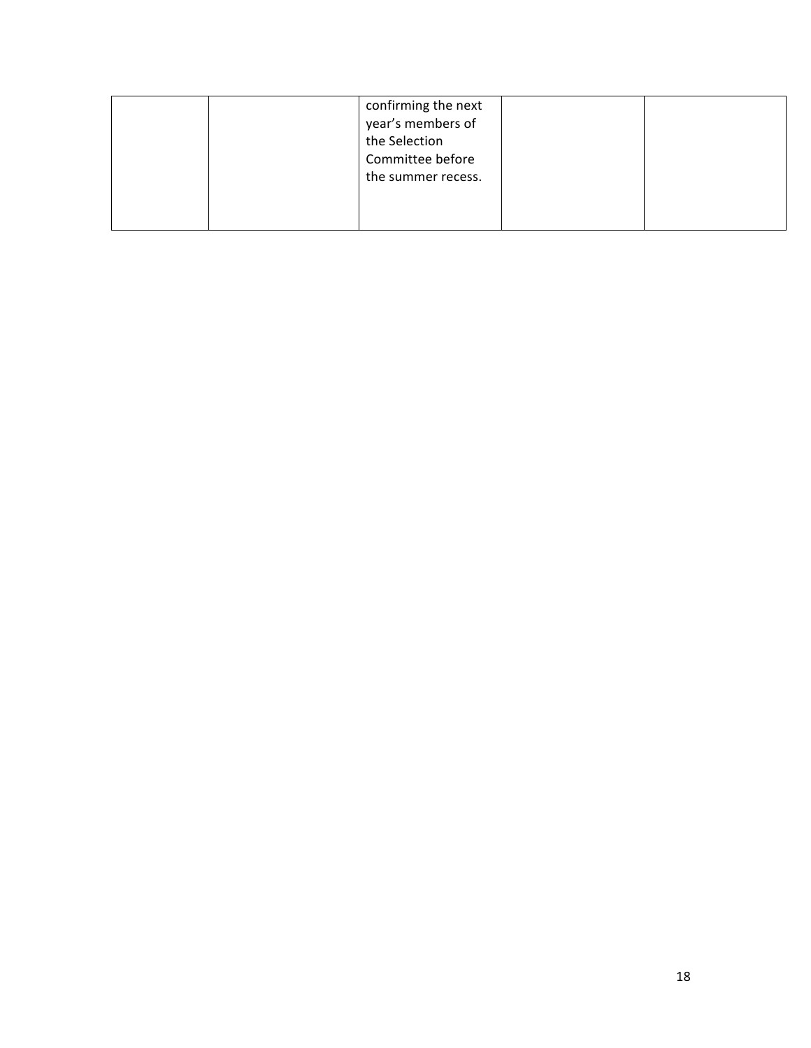| | | | | |
|---|---|---|---|---|
| | | confirming the next year's members of the Selection Committee before the summer recess. | | |